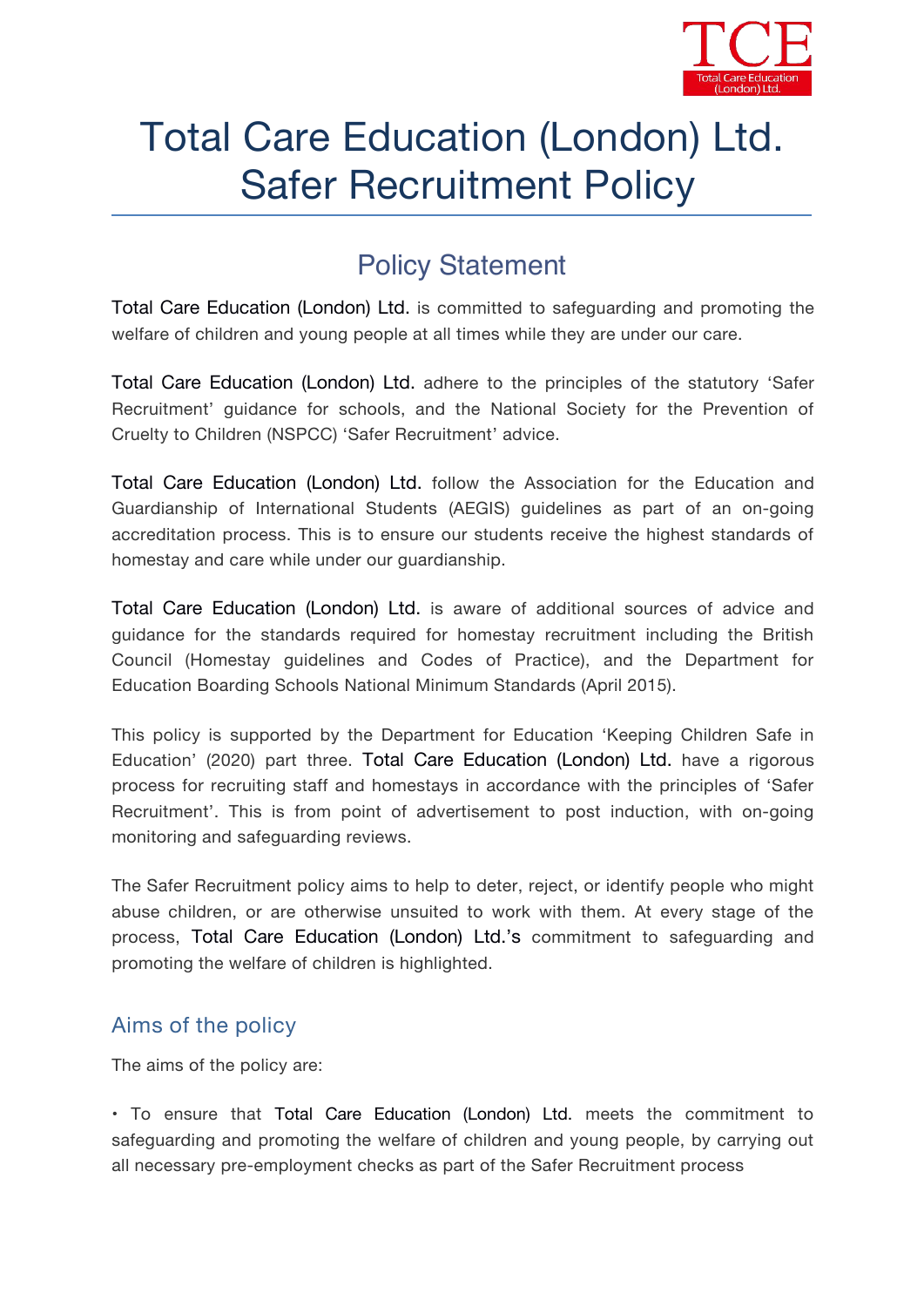# Total Care Education (London) Ltd. Safer Recruitment Policy

## Policy Statement

Total Care Education (London) Ltd. is committed to safeguarding and promoting the welfare of children and young people at all times while they are under our care.

Total Care Education (London) Ltd. adhere to the principles of the statutory 'Safer Recruitment' guidance for schools, and the National Society for the Prevention of Cruelty to Children (NSPCC) 'Safer Recruitment' advice.

Total Care Education (London) Ltd. follow the Association for the Education and Guardianship of International Students (AEGIS) guidelines as part of an on-going accreditation process. This is to ensure our students receive the highest standards of homestay and care while under our guardianship.

Total Care Education (London) Ltd. is aware of additional sources of advice and guidance for the standards required for homestay recruitment including the British Council (Homestay guidelines and Codes of Practice), and the Department for Education Boarding Schools National Minimum Standards (April 2015).

This policy is supported by the Department for Education 'Keeping Children Safe in Education' (2020) part three. Total Care Education (London) Ltd. have a rigorous process for recruiting staff and homestays in accordance with the principles of 'Safer Recruitment'. This is from point of advertisement to post induction, with on-going monitoring and safeguarding reviews.

The Safer Recruitment policy aims to help to deter, reject, or identify people who might abuse children, or are otherwise unsuited to work with them. At every stage of the process, Total Care Education (London) Ltd.'s commitment to safeguarding and promoting the welfare of children is highlighted.

### Aims of the policy

The aims of the policy are:

• To ensure that Total Care Education (London) Ltd. meets the commitment to safeguarding and promoting the welfare of children and young people, by carrying out all necessary pre-employment checks as part of the Safer Recruitment process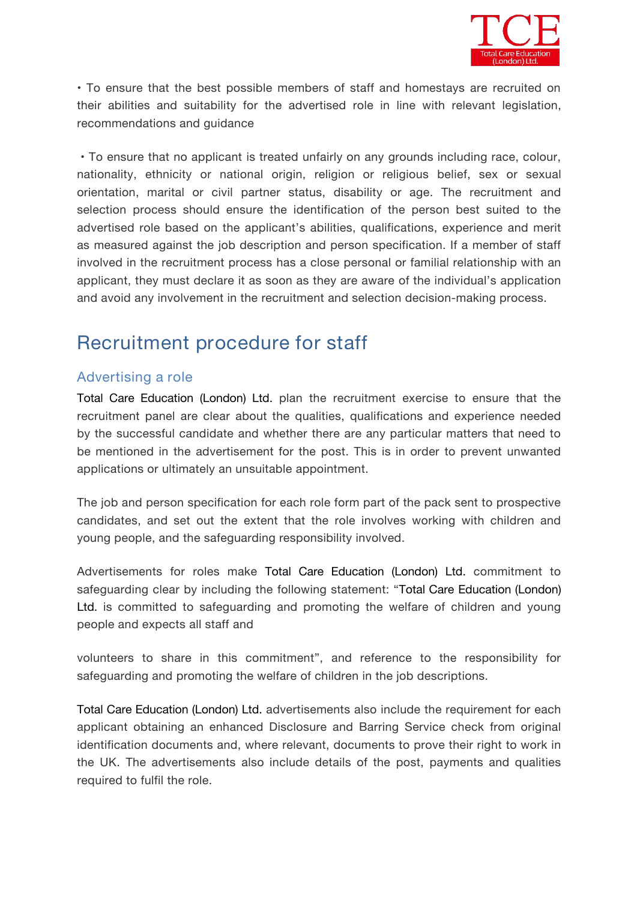• To ensure that the best possible members of staff and homestays are recruited on their abilities and suitability for the advertised role in line with relevant legislation, recommendations and guidance

• To ensure that no applicant is treated unfairly on any grounds including race, colour, nationality, ethnicity or national origin, religion or religious belief, sex or sexual orientation, marital or civil partner status, disability or age. The recruitment and selection process should ensure the identification of the person best suited to the advertised role based on the applicant's abilities, qualifications, experience and merit as measured against the job description and person specification. If a member of staff involved in the recruitment process has a close personal or familial relationship with an applicant, they must declare it as soon as they are aware of the individual's application and avoid any involvement in the recruitment and selection decision-making process.

## Recruitment procedure for staff

### Advertising a role

Total Care Education (London) Ltd. plan the recruitment exercise to ensure that the recruitment panel are clear about the qualities, qualifications and experience needed by the successful candidate and whether there are any particular matters that need to be mentioned in the advertisement for the post. This is in order to prevent unwanted applications or ultimately an unsuitable appointment.

The job and person specification for each role form part of the pack sent to prospective candidates, and set out the extent that the role involves working with children and young people, and the safeguarding responsibility involved.

Advertisements for roles make Total Care Education (London) Ltd. commitment to safeguarding clear by including the following statement: "Total Care Education (London) Ltd. is committed to safeguarding and promoting the welfare of children and young people and expects all staff and volunteers to share in this commitment", and reference to the responsibility for safeguarding and promoting the welfare of children in the job descriptions.

Total Care Education (London) Ltd. advertisements also include the requirement for each applicant obtaining an enhanced Disclosure and Barring Service check from original identification documents and, where relevant, documents to prove their right to work in the UK. The advertisements also include details of the post, payments and qualities required to fulfil the role.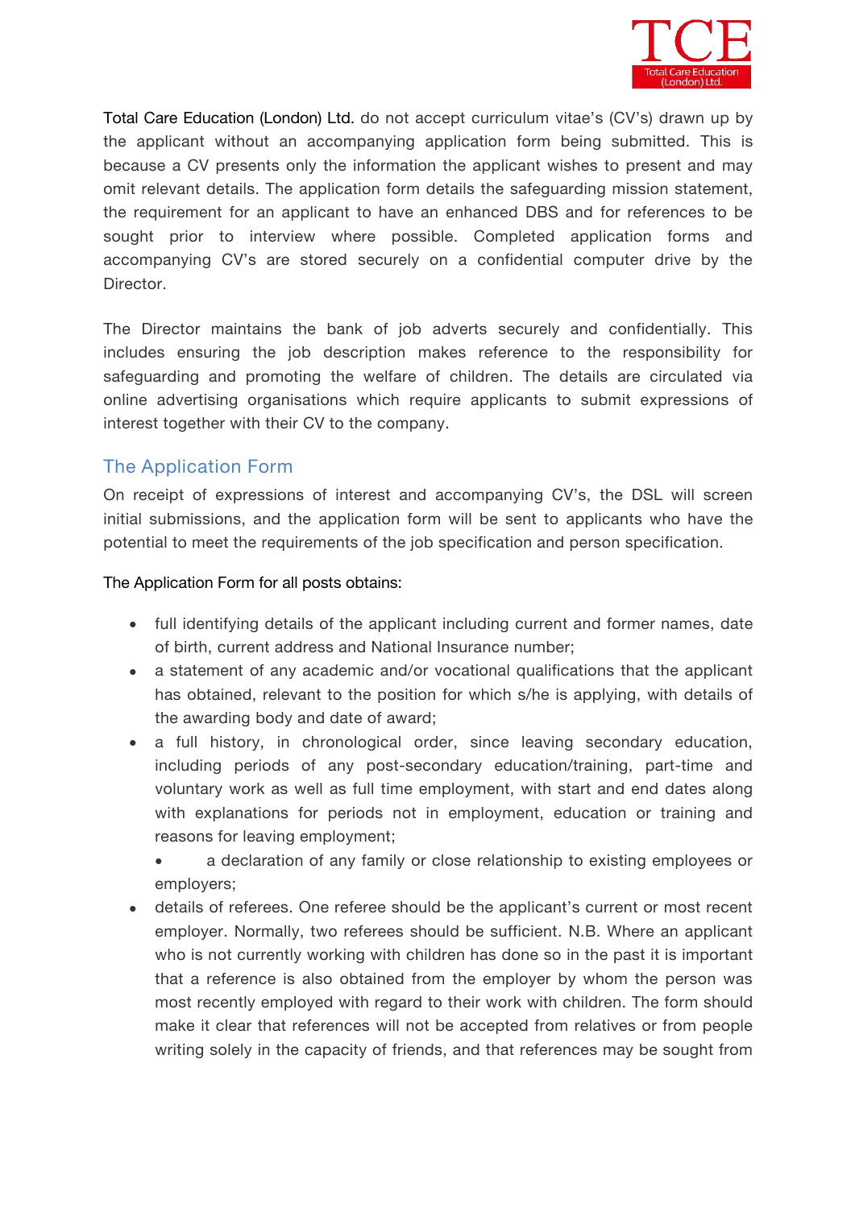Total Care Education (London) Ltd. do not accept curriculum vitae's (CV's) drawn up by the applicant without an accompanying application form being submitted. This is because a CV presents only the information the applicant wishes to present and may omit relevant details. The application form details the safeguarding mission statement, the requirement for an applicant to have an enhanced DBS and for references to be sought prior to interview where possible. Completed application forms and accompanying CV's are stored securely on a confidential computer drive by the Director.

The Director maintains the bank of job adverts securely and confidentially. This includes ensuring the job description makes reference to the responsibility for safeguarding and promoting the welfare of children. The details are circulated via online advertising organisations which require applicants to submit expressions of interest together with their CV to the company.

## The Application Form

On receipt of expressions of interest and accompanying CV's, the DSL will screen initial submissions, and the application form will be sent to applicants who have the potential to meet the requirements of the job specification and person specification.

The Application Form for all posts obtains:

- full identifying details of the applicant including current and former names, date of birth, current address and National Insurance number;
- a statement of any academic and/or vocational qualifications that the applicant has obtained, relevant to the position for which s/he is applying, with details of the awarding body and date of award;
- a full history, in chronological order, since leaving secondary education, including periods of any post-secondary education/training, part-time and voluntary work as well as full time employment, with start and end dates along with explanations for periods not in employment, education or training and reasons for leaving employment;
- a declaration of any family or close relationship to existing employees or employers;
- details of referees. One referee should be the applicant's current or most recent employer. Normally, two referees should be sufficient. N.B. Where an applicant who is not currently working with children has done so in the past it is important that a reference is also obtained from the employer by whom the person was most recently employed with regard to their work with children. The form should make it clear that references will not be accepted from relatives or from people writing solely in the capacity of friends, and that references may be sought from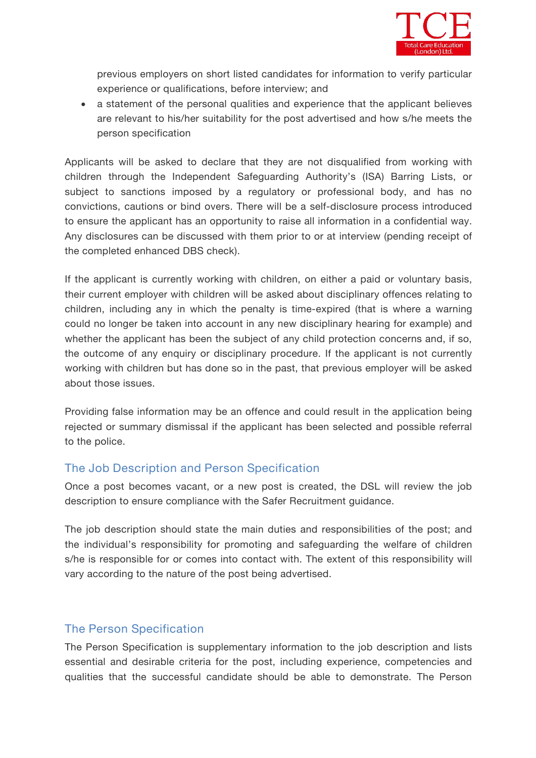previous employers on short listed candidates for information to verify particular experience or qualifications, before interview; and

- a statement of the personal qualities and experience that the applicant believes are relevant to his/her suitability for the post advertised and how s/he meets the person specification

Applicants will be asked to declare that they are not disqualified from working with children through the Independent Safeguarding Authority's (ISA) Barring Lists, or subject to sanctions imposed by a regulatory or professional body, and has no convictions, cautions or bind overs. There will be a self-disclosure process introduced to ensure the applicant has an opportunity to raise all information in a confidential way. Any disclosures can be discussed with them prior to or at interview (pending receipt of the completed enhanced DBS check).

If the applicant is currently working with children, on either a paid or voluntary basis, their current employer with children will be asked about disciplinary offences relating to children, including any in which the penalty is time-expired (that is where a warning could no longer be taken into account in any new disciplinary hearing for example) and whether the applicant has been the subject of any child protection concerns and, if so, the outcome of any enquiry or disciplinary procedure. If the applicant is not currently working with children but has done so in the past, that previous employer will be asked about those issues.

Providing false information may be an offence and could result in the application being rejected or summary dismissal if the applicant has been selected and possible referral to the police.

## The Job Description and Person Specification

Once a post becomes vacant, or a new post is created, the DSL will review the job description to ensure compliance with the Safer Recruitment guidance.

The job description should state the main duties and responsibilities of the post; and the individual's responsibility for promoting and safeguarding the welfare of children s/he is responsible for or comes into contact with. The extent of this responsibility will vary according to the nature of the post being advertised.

## The Person Specification

The Person Specification is supplementary information to the job description and lists essential and desirable criteria for the post, including experience, competencies and qualities that the successful candidate should be able to demonstrate. The Person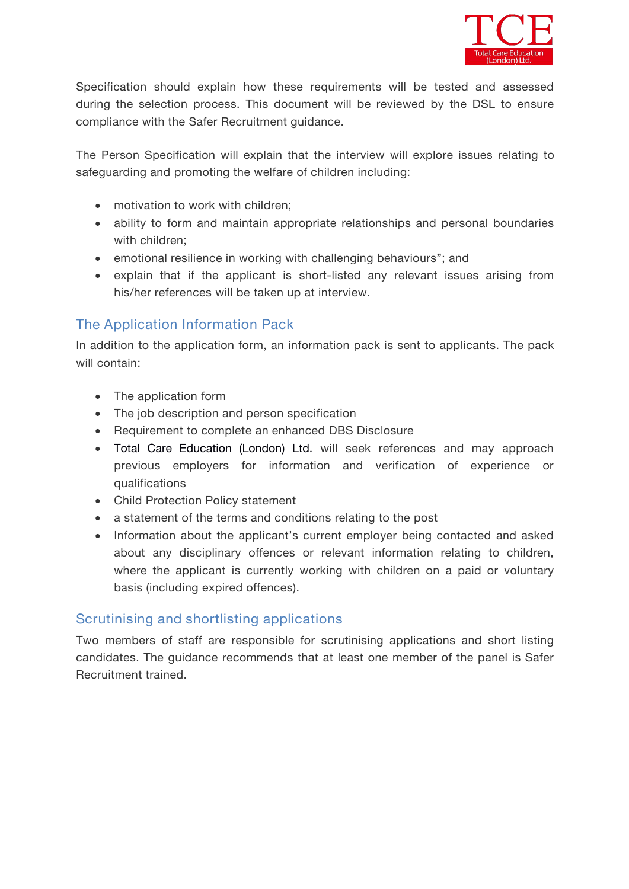Specification should explain how these requirements will be tested and assessed during the selection process. This document will be reviewed by the DSL to ensure compliance with the Safer Recruitment guidance.

The Person Specification will explain that the interview will explore issues relating to safeguarding and promoting the welfare of children including:

- motivation to work with children;
- ability to form and maintain appropriate relationships and personal boundaries with children;
- emotional resilience in working with challenging behaviours"; and
- explain that if the applicant is short-listed any relevant issues arising from his/her references will be taken up at interview.

## The Application Information Pack

In addition to the application form, an information pack is sent to applicants. The pack will contain:

- The application form
- The job description and person specification
- Requirement to complete an enhanced DBS Disclosure
- Total Care Education (London) Ltd. will seek references and may approach previous employers for information and verification of experience or qualifications
- Child Protection Policy statement
- a statement of the terms and conditions relating to the post
- Information about the applicant's current employer being contacted and asked about any disciplinary offences or relevant information relating to children, where the applicant is currently working with children on a paid or voluntary basis (including expired offences).

## Scrutinising and shortlisting applications

Two members of staff are responsible for scrutinising applications and short listing candidates. The guidance recommends that at least one member of the panel is Safer Recruitment trained.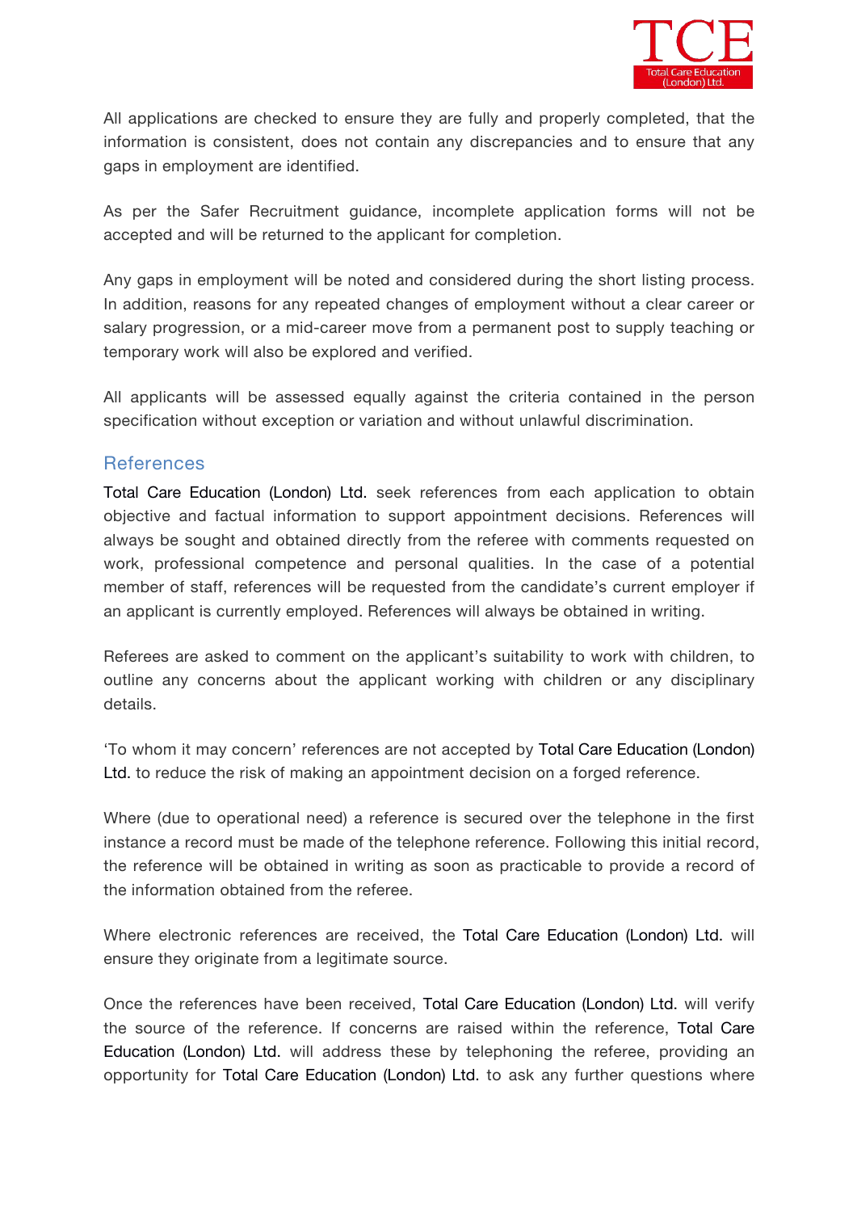All applications are checked to ensure they are fully and properly completed, that the information is consistent, does not contain any discrepancies and to ensure that any gaps in employment are identified.

As per the Safer Recruitment guidance, incomplete application forms will not be accepted and will be returned to the applicant for completion.

Any gaps in employment will be noted and considered during the short listing process. In addition, reasons for any repeated changes of employment without a clear career or salary progression, or a mid-career move from a permanent post to supply teaching or temporary work will also be explored and verified.

All applicants will be assessed equally against the criteria contained in the person specification without exception or variation and without unlawful discrimination.

## References

Total Care Education (London) Ltd. seek references from each application to obtain objective and factual information to support appointment decisions. References will always be sought and obtained directly from the referee with comments requested on work, professional competence and personal qualities. In the case of a potential member of staff, references will be requested from the candidate's current employer if an applicant is currently employed. References will always be obtained in writing.

Referees are asked to comment on the applicant's suitability to work with children, to outline any concerns about the applicant working with children or any disciplinary details.

'To whom it may concern' references are not accepted by Total Care Education (London) Ltd. to reduce the risk of making an appointment decision on a forged reference.

Where (due to operational need) a reference is secured over the telephone in the first instance a record must be made of the telephone reference. Following this initial record, the reference will be obtained in writing as soon as practicable to provide a record of the information obtained from the referee.

Where electronic references are received, the Total Care Education (London) Ltd. will ensure they originate from a legitimate source.

Once the references have been received, Total Care Education (London) Ltd. will verify the source of the reference. If concerns are raised within the reference, Total Care Education (London) Ltd. will address these by telephoning the referee, providing an opportunity for Total Care Education (London) Ltd. to ask any further questions where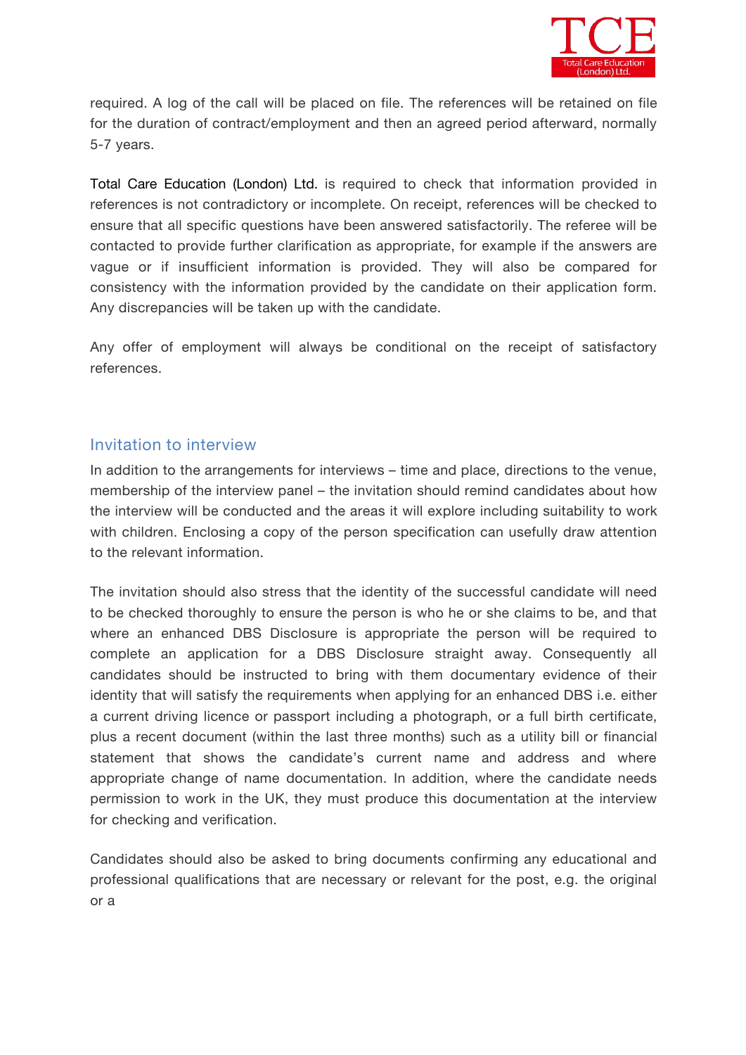required. A log of the call will be placed on file. The references will be retained on file for the duration of contract/employment and then an agreed period afterward, normally 5-7 years.

Total Care Education (London) Ltd. is required to check that information provided in references is not contradictory or incomplete. On receipt, references will be checked to ensure that all specific questions have been answered satisfactorily. The referee will be contacted to provide further clarification as appropriate, for example if the answers are vague or if insufficient information is provided. They will also be compared for consistency with the information provided by the candidate on their application form. Any discrepancies will be taken up with the candidate.

Any offer of employment will always be conditional on the receipt of satisfactory references.

## Invitation to interview

In addition to the arrangements for interviews – time and place, directions to the venue, membership of the interview panel – the invitation should remind candidates about how the interview will be conducted and the areas it will explore including suitability to work with children. Enclosing a copy of the person specification can usefully draw attention to the relevant information.

The invitation should also stress that the identity of the successful candidate will need to be checked thoroughly to ensure the person is who he or she claims to be, and that where an enhanced DBS Disclosure is appropriate the person will be required to complete an application for a DBS Disclosure straight away. Consequently all candidates should be instructed to bring with them documentary evidence of their identity that will satisfy the requirements when applying for an enhanced DBS i.e. either a current driving licence or passport including a photograph, or a full birth certificate, plus a recent document (within the last three months) such as a utility bill or financial statement that shows the candidate's current name and address and where appropriate change of name documentation. In addition, where the candidate needs permission to work in the UK, they must produce this documentation at the interview for checking and verification.

Candidates should also be asked to bring documents confirming any educational and professional qualifications that are necessary or relevant for the post, e.g. the original or a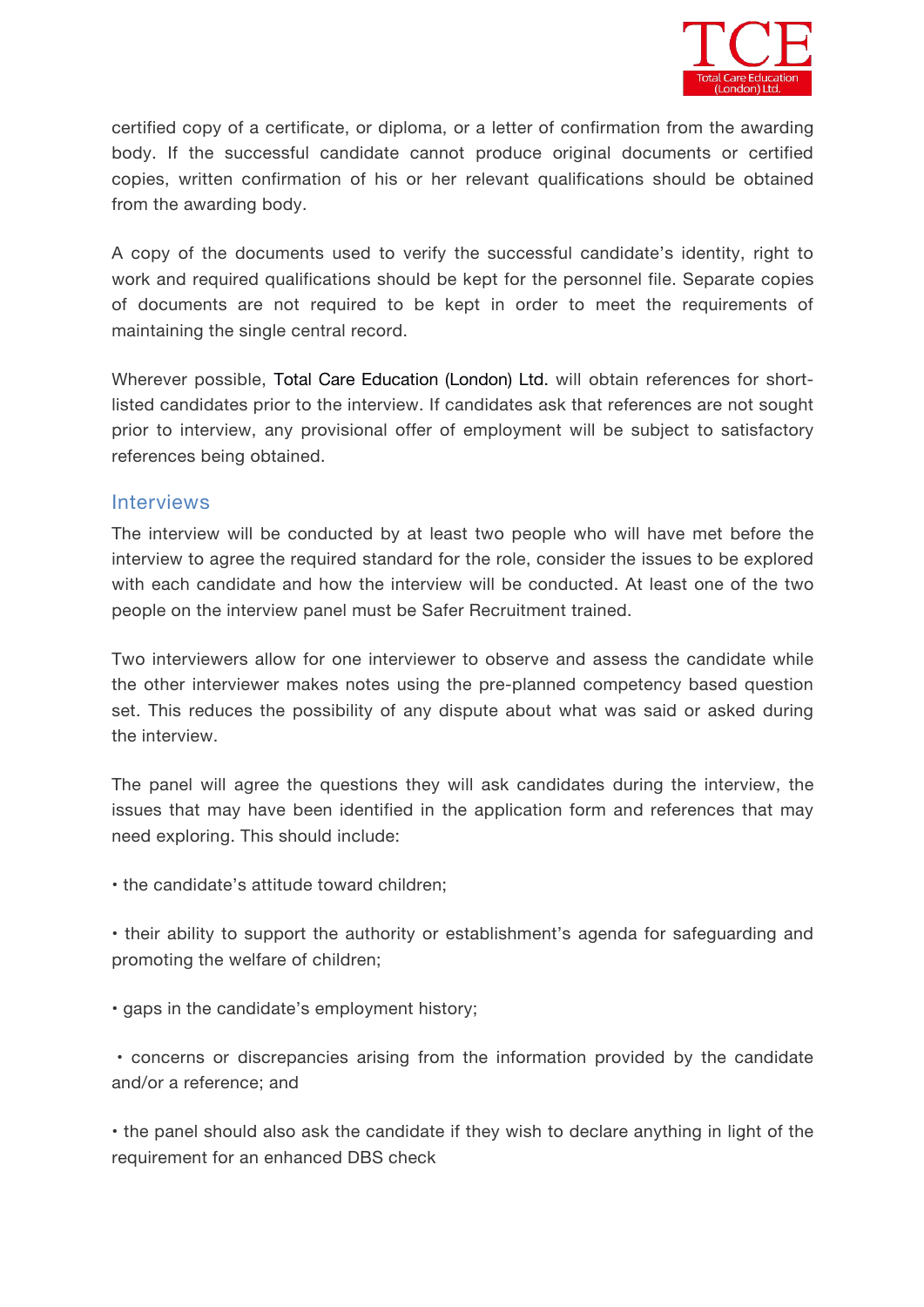certified copy of a certificate, or diploma, or a letter of confirmation from the awarding body. If the successful candidate cannot produce original documents or certified copies, written confirmation of his or her relevant qualifications should be obtained from the awarding body.

A copy of the documents used to verify the successful candidate's identity, right to work and required qualifications should be kept for the personnel file. Separate copies of documents are not required to be kept in order to meet the requirements of maintaining the single central record.

Wherever possible, Total Care Education (London) Ltd. will obtain references for short-listed candidates prior to the interview. If candidates ask that references are not sought prior to interview, any provisional offer of employment will be subject to satisfactory references being obtained.

## Interviews

The interview will be conducted by at least two people who will have met before the interview to agree the required standard for the role, consider the issues to be explored with each candidate and how the interview will be conducted. At least one of the two people on the interview panel must be Safer Recruitment trained.

Two interviewers allow for one interviewer to observe and assess the candidate while the other interviewer makes notes using the pre-planned competency based question set. This reduces the possibility of any dispute about what was said or asked during the interview.

The panel will agree the questions they will ask candidates during the interview, the issues that may have been identified in the application form and references that may need exploring. This should include:

- the candidate's attitude toward children;
- their ability to support the authority or establishment's agenda for safeguarding and promoting the welfare of children;
- gaps in the candidate's employment history;
- concerns or discrepancies arising from the information provided by the candidate and/or a reference; and
- the panel should also ask the candidate if they wish to declare anything in light of the requirement for an enhanced DBS check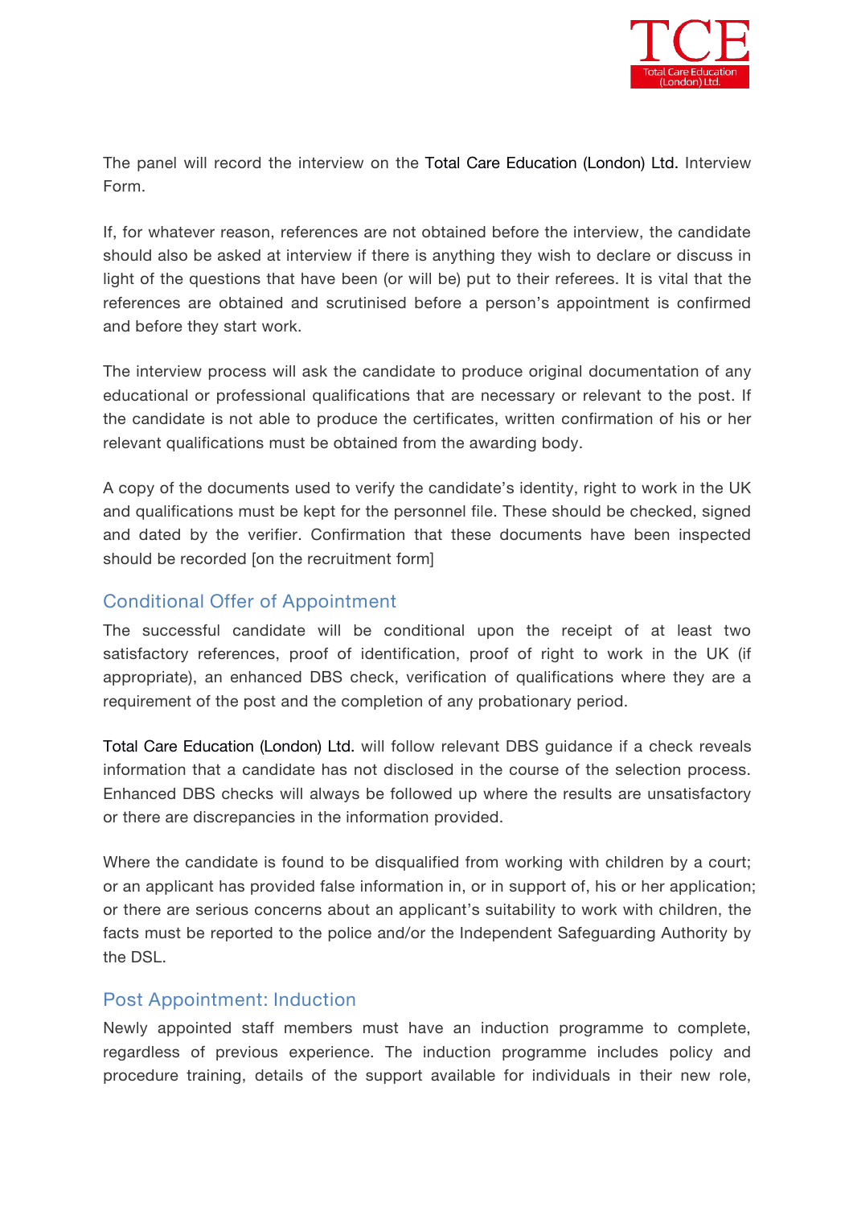The panel will record the interview on the Total Care Education (London) Ltd. Interview Form.

If, for whatever reason, references are not obtained before the interview, the candidate should also be asked at interview if there is anything they wish to declare or discuss in light of the questions that have been (or will be) put to their referees. It is vital that the references are obtained and scrutinised before a person's appointment is confirmed and before they start work.

The interview process will ask the candidate to produce original documentation of any educational or professional qualifications that are necessary or relevant to the post. If the candidate is not able to produce the certificates, written confirmation of his or her relevant qualifications must be obtained from the awarding body.

A copy of the documents used to verify the candidate's identity, right to work in the UK and qualifications must be kept for the personnel file. These should be checked, signed and dated by the verifier. Confirmation that these documents have been inspected should be recorded [on the recruitment form]

## Conditional Offer of Appointment

The successful candidate will be conditional upon the receipt of at least two satisfactory references, proof of identification, proof of right to work in the UK (if appropriate), an enhanced DBS check, verification of qualifications where they are a requirement of the post and the completion of any probationary period.

Total Care Education (London) Ltd. will follow relevant DBS guidance if a check reveals information that a candidate has not disclosed in the course of the selection process. Enhanced DBS checks will always be followed up where the results are unsatisfactory or there are discrepancies in the information provided.

Where the candidate is found to be disqualified from working with children by a court; or an applicant has provided false information in, or in support of, his or her application; or there are serious concerns about an applicant's suitability to work with children, the facts must be reported to the police and/or the Independent Safeguarding Authority by the DSL.

## Post Appointment: Induction

Newly appointed staff members must have an induction programme to complete, regardless of previous experience. The induction programme includes policy and procedure training, details of the support available for individuals in their new role,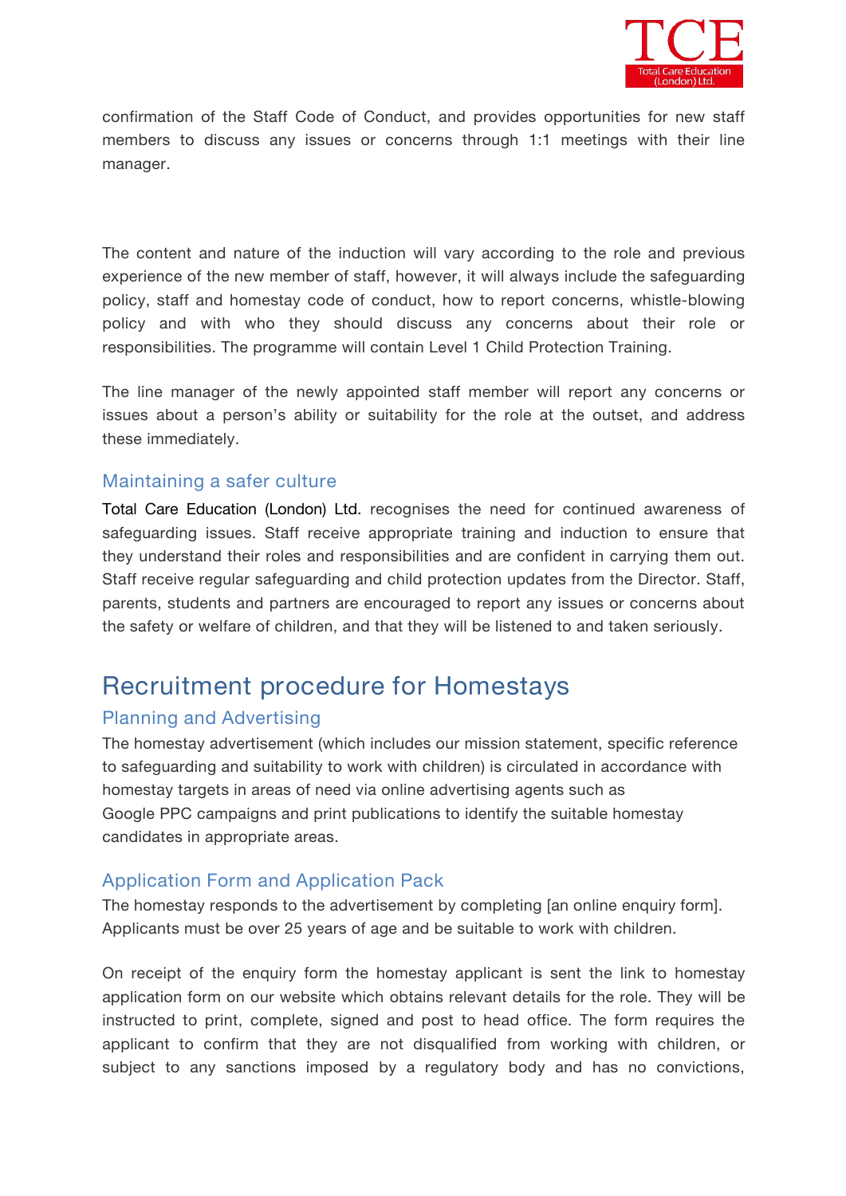confirmation of the Staff Code of Conduct, and provides opportunities for new staff members to discuss any issues or concerns through 1:1 meetings with their line manager.

The content and nature of the induction will vary according to the role and previous experience of the new member of staff, however, it will always include the safeguarding policy, staff and homestay code of conduct, how to report concerns, whistle-blowing policy and with who they should discuss any concerns about their role or responsibilities. The programme will contain Level 1 Child Protection Training.

The line manager of the newly appointed staff member will report any concerns or issues about a person's ability or suitability for the role at the outset, and address these immediately.

### Maintaining a safer culture

Total Care Education (London) Ltd. recognises the need for continued awareness of safeguarding issues. Staff receive appropriate training and induction to ensure that they understand their roles and responsibilities and are confident in carrying them out. Staff receive regular safeguarding and child protection updates from the Director. Staff, parents, students and partners are encouraged to report any issues or concerns about the safety or welfare of children, and that they will be listened to and taken seriously.

## Recruitment procedure for Homestays

### Planning and Advertising

The homestay advertisement (which includes our mission statement, specific reference to safeguarding and suitability to work with children) is circulated in accordance with homestay targets in areas of need via online advertising agents such as Google PPC campaigns and print publications to identify the suitable homestay candidates in appropriate areas.

### Application Form and Application Pack

The homestay responds to the advertisement by completing [an online enquiry form]. Applicants must be over 25 years of age and be suitable to work with children.

On receipt of the enquiry form the homestay applicant is sent the link to homestay application form on our website which obtains relevant details for the role. They will be instructed to print, complete, signed and post to head office. The form requires the applicant to confirm that they are not disqualified from working with children, or subject to any sanctions imposed by a regulatory body and has no convictions,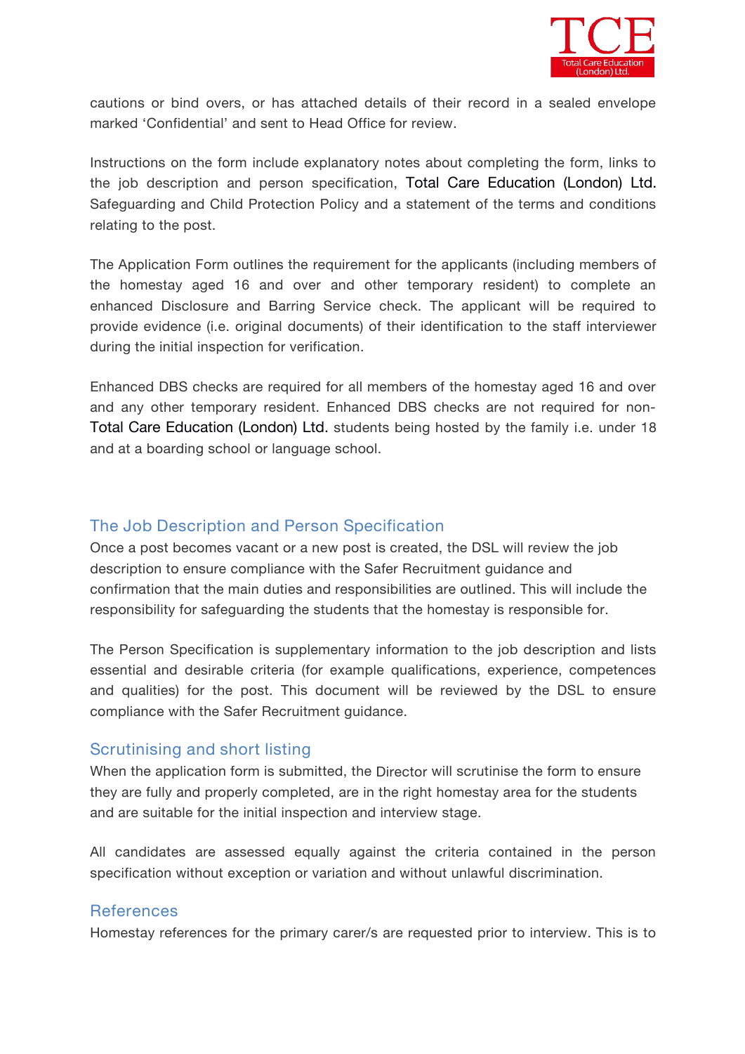cautions or bind overs, or has attached details of their record in a sealed envelope marked 'Confidential' and sent to Head Office for review.

Instructions on the form include explanatory notes about completing the form, links to the job description and person specification, Total Care Education (London) Ltd. Safeguarding and Child Protection Policy and a statement of the terms and conditions relating to the post.

The Application Form outlines the requirement for the applicants (including members of the homestay aged 16 and over and other temporary resident) to complete an enhanced Disclosure and Barring Service check. The applicant will be required to provide evidence (i.e. original documents) of their identification to the staff interviewer during the initial inspection for verification.

Enhanced DBS checks are required for all members of the homestay aged 16 and over and any other temporary resident. Enhanced DBS checks are not required for non-Total Care Education (London) Ltd. students being hosted by the family i.e. under 18 and at a boarding school or language school.

## The Job Description and Person Specification

Once a post becomes vacant or a new post is created, the DSL will review the job description to ensure compliance with the Safer Recruitment guidance and confirmation that the main duties and responsibilities are outlined. This will include the responsibility for safeguarding the students that the homestay is responsible for.

The Person Specification is supplementary information to the job description and lists essential and desirable criteria (for example qualifications, experience, competences and qualities) for the post. This document will be reviewed by the DSL to ensure compliance with the Safer Recruitment guidance.

## Scrutinising and short listing

When the application form is submitted, the Director will scrutinise the form to ensure they are fully and properly completed, are in the right homestay area for the students and are suitable for the initial inspection and interview stage.

All candidates are assessed equally against the criteria contained in the person specification without exception or variation and without unlawful discrimination.

## References

Homestay references for the primary carer/s are requested prior to interview. This is to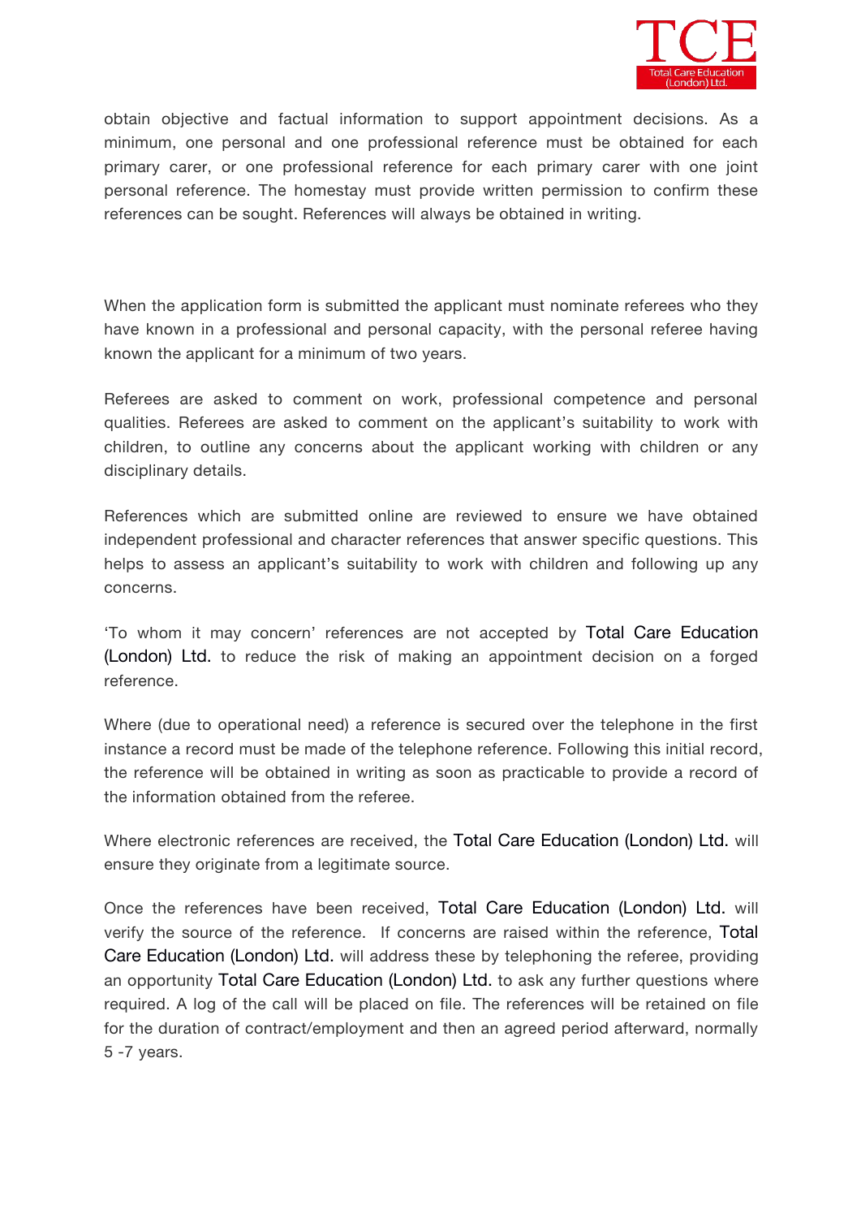obtain objective and factual information to support appointment decisions. As a minimum, one personal and one professional reference must be obtained for each primary carer, or one professional reference for each primary carer with one joint personal reference. The homestay must provide written permission to confirm these references can be sought. References will always be obtained in writing.

When the application form is submitted the applicant must nominate referees who they have known in a professional and personal capacity, with the personal referee having known the applicant for a minimum of two years.

Referees are asked to comment on work, professional competence and personal qualities. Referees are asked to comment on the applicant's suitability to work with children, to outline any concerns about the applicant working with children or any disciplinary details.

References which are submitted online are reviewed to ensure we have obtained independent professional and character references that answer specific questions. This helps to assess an applicant's suitability to work with children and following up any concerns.

'To whom it may concern' references are not accepted by Total Care Education (London) Ltd. to reduce the risk of making an appointment decision on a forged reference.

Where (due to operational need) a reference is secured over the telephone in the first instance a record must be made of the telephone reference. Following this initial record, the reference will be obtained in writing as soon as practicable to provide a record of the information obtained from the referee.

Where electronic references are received, the Total Care Education (London) Ltd. will ensure they originate from a legitimate source.

Once the references have been received, Total Care Education (London) Ltd. will verify the source of the reference. If concerns are raised within the reference, Total Care Education (London) Ltd. will address these by telephoning the referee, providing an opportunity Total Care Education (London) Ltd. to ask any further questions where required. A log of the call will be placed on file. The references will be retained on file for the duration of contract/employment and then an agreed period afterward, normally 5 -7 years.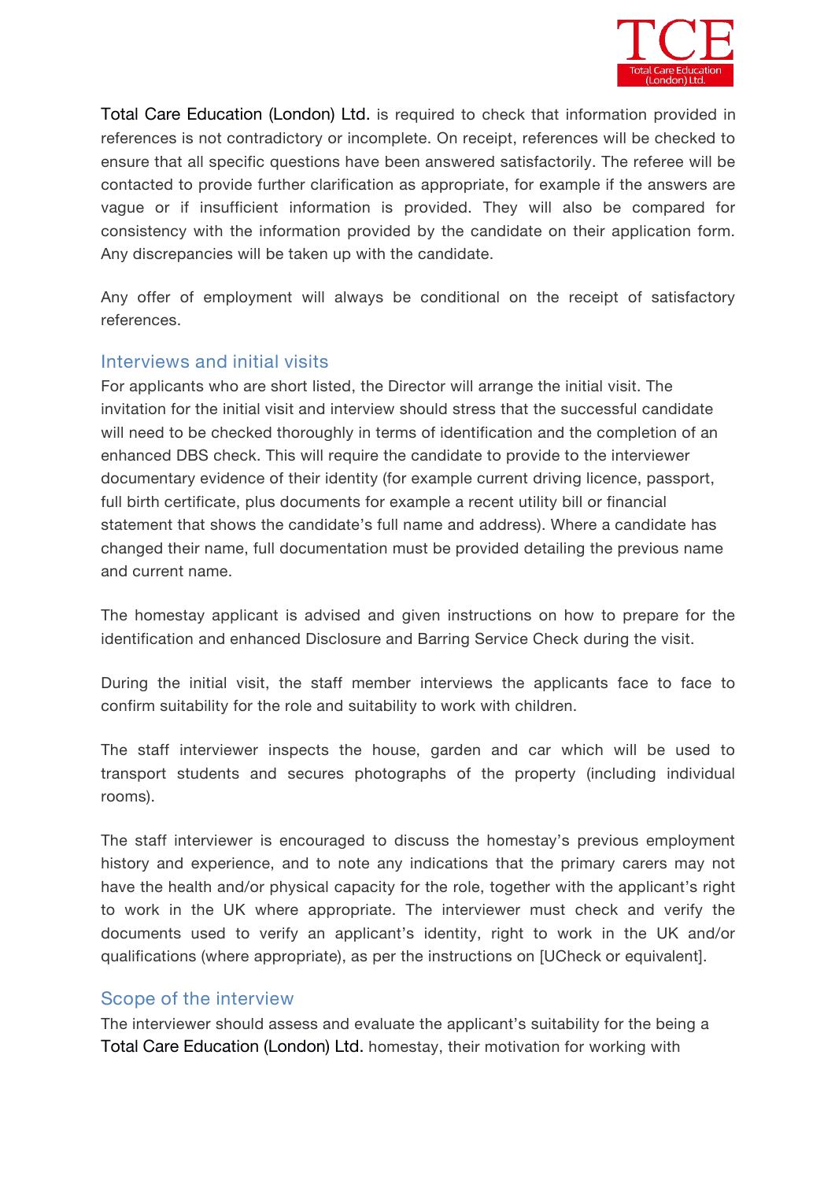Total Care Education (London) Ltd. is required to check that information provided in references is not contradictory or incomplete. On receipt, references will be checked to ensure that all specific questions have been answered satisfactorily. The referee will be contacted to provide further clarification as appropriate, for example if the answers are vague or if insufficient information is provided. They will also be compared for consistency with the information provided by the candidate on their application form. Any discrepancies will be taken up with the candidate.

Any offer of employment will always be conditional on the receipt of satisfactory references.

## Interviews and initial visits

For applicants who are short listed, the Director will arrange the initial visit. The invitation for the initial visit and interview should stress that the successful candidate will need to be checked thoroughly in terms of identification and the completion of an enhanced DBS check. This will require the candidate to provide to the interviewer documentary evidence of their identity (for example current driving licence, passport, full birth certificate, plus documents for example a recent utility bill or financial statement that shows the candidate's full name and address). Where a candidate has changed their name, full documentation must be provided detailing the previous name and current name.

The homestay applicant is advised and given instructions on how to prepare for the identification and enhanced Disclosure and Barring Service Check during the visit.

During the initial visit, the staff member interviews the applicants face to face to confirm suitability for the role and suitability to work with children.

The staff interviewer inspects the house, garden and car which will be used to transport students and secures photographs of the property (including individual rooms).

The staff interviewer is encouraged to discuss the homestay's previous employment history and experience, and to note any indications that the primary carers may not have the health and/or physical capacity for the role, together with the applicant's right to work in the UK where appropriate. The interviewer must check and verify the documents used to verify an applicant's identity, right to work in the UK and/or qualifications (where appropriate), as per the instructions on [UCheck or equivalent].

## Scope of the interview

The interviewer should assess and evaluate the applicant's suitability for the being a Total Care Education (London) Ltd. homestay, their motivation for working with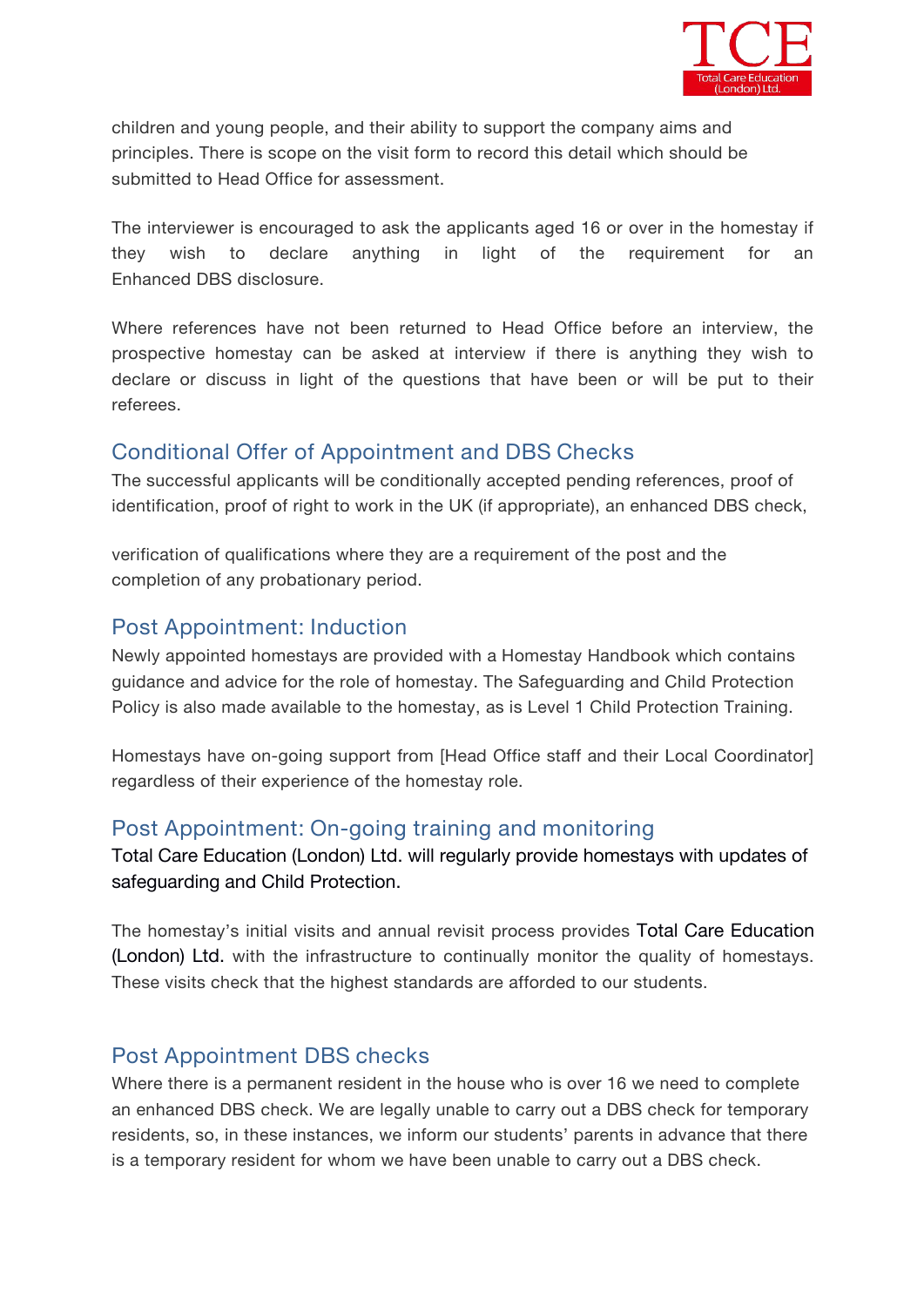children and young people, and their ability to support the company aims and principles. There is scope on the visit form to record this detail which should be submitted to Head Office for assessment.

The interviewer is encouraged to ask the applicants aged 16 or over in the homestay if they wish to declare anything in light of the requirement for an Enhanced DBS disclosure.

Where references have not been returned to Head Office before an interview, the prospective homestay can be asked at interview if there is anything they wish to declare or discuss in light of the questions that have been or will be put to their referees.

## Conditional Offer of Appointment and DBS Checks

The successful applicants will be conditionally accepted pending references, proof of identification, proof of right to work in the UK (if appropriate), an enhanced DBS check,

verification of qualifications where they are a requirement of the post and the completion of any probationary period.

## Post Appointment: Induction

Newly appointed homestays are provided with a Homestay Handbook which contains guidance and advice for the role of homestay. The Safeguarding and Child Protection Policy is also made available to the homestay, as is Level 1 Child Protection Training.

Homestays have on-going support from [Head Office staff and their Local Coordinator] regardless of their experience of the homestay role.

## Post Appointment: On-going training and monitoring

Total Care Education (London) Ltd. will regularly provide homestays with updates of safeguarding and Child Protection.

The homestay's initial visits and annual revisit process provides Total Care Education (London) Ltd. with the infrastructure to continually monitor the quality of homestays. These visits check that the highest standards are afforded to our students.

## Post Appointment DBS checks

Where there is a permanent resident in the house who is over 16 we need to complete an enhanced DBS check. We are legally unable to carry out a DBS check for temporary residents, so, in these instances, we inform our students' parents in advance that there is a temporary resident for whom we have been unable to carry out a DBS check.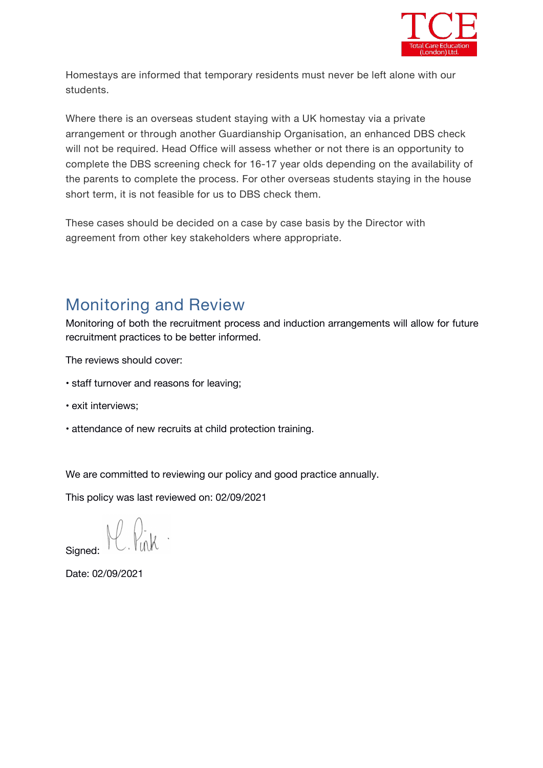Homestays are informed that temporary residents must never be left alone with our students.

Where there is an overseas student staying with a UK homestay via a private arrangement or through another Guardianship Organisation, an enhanced DBS check will not be required. Head Office will assess whether or not there is an opportunity to complete the DBS screening check for 16-17 year olds depending on the availability of the parents to complete the process. For other overseas students staying in the house short term, it is not feasible for us to DBS check them.

These cases should be decided on a case by case basis by the Director with agreement from other key stakeholders where appropriate.

## Monitoring and Review

Monitoring of both the recruitment process and induction arrangements will allow for future recruitment practices to be better informed.

The reviews should cover:

- staff turnover and reasons for leaving;
- exit interviews;
- attendance of new recruits at child protection training.

We are committed to reviewing our policy and good practice annually.

This policy was last reviewed on: 02/09/2021

Signed: M. Pink

Date: 02/09/2021